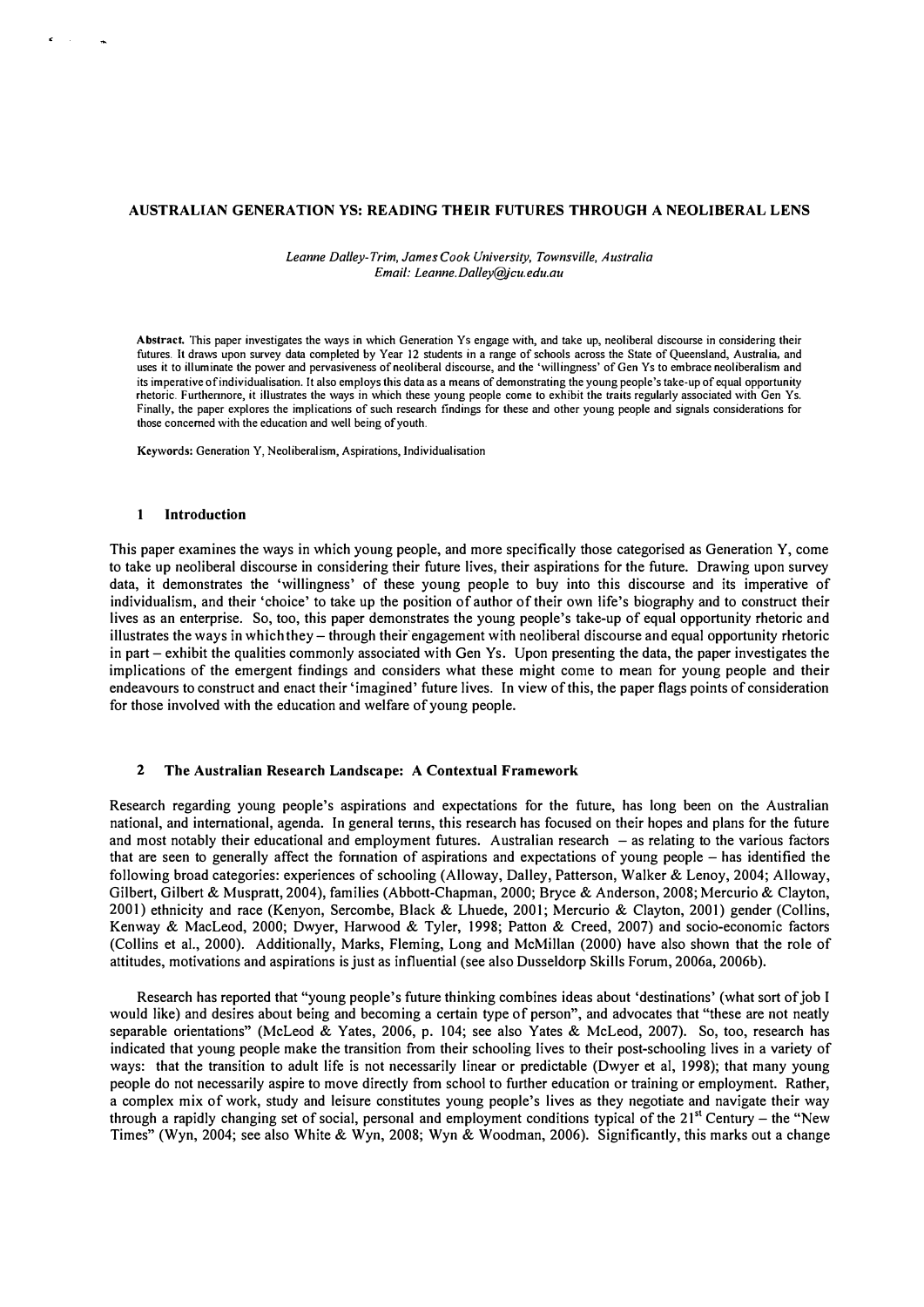# AUSTRALIAN GENERATION YS: READING THEIR FUTURES THROUGH A NEOLIBERAL LENS

*Leanne Dalley-Trim, James Cook University, Townsville, Australia*
*Email: Leanne.Dalley@jcu.edu.au*

**Abstract.** This paper investigates the ways in which Generation Ys engage with, and take up, neoliberal discourse in considering their futures. It draws upon survey data completed by Year 12 students in a range of schools across the State of Queensland, Australia, and uses it to illuminate the power and pervasiveness of neoliberal discourse, and the 'willingness' of Gen Ys to embrace neoliberalism and its imperative of individualisation. It also employs this data as a means of demonstrating the young people's take-up of equal opportunity rhetoric. Furthermore, it illustrates the ways in which these young people come to exhibit the traits regularly associated with Gen Ys. Finally, the paper explores the implications of such research findings for these and other young people and signals considerations for those concerned with the education and well being of youth.

**Keywords:** Generation Y, Neoliberalism, Aspirations, Individualisation

## 1 Introduction

This paper examines the ways in which young people, and more specifically those categorised as Generation Y, come to take up neoliberal discourse in considering their future lives, their aspirations for the future. Drawing upon survey data, it demonstrates the 'willingness' of these young people to buy into this discourse and its imperative of individualism, and their 'choice' to take up the position of author of their own life's biography and to construct their lives as an enterprise. So, too, this paper demonstrates the young people's take-up of equal opportunity rhetoric and illustrates the ways in which they – through their engagement with neoliberal discourse and equal opportunity rhetoric in part – exhibit the qualities commonly associated with Gen Ys. Upon presenting the data, the paper investigates the implications of the emergent findings and considers what these might come to mean for young people and their endeavours to construct and enact their 'imagined' future lives. In view of this, the paper flags points of consideration for those involved with the education and welfare of young people.

## 2 The Australian Research Landscape: A Contextual Framework

Research regarding young people's aspirations and expectations for the future, has long been on the Australian national, and international, agenda. In general terms, this research has focused on their hopes and plans for the future and most notably their educational and employment futures. Australian research – as relating to the various factors that are seen to generally affect the formation of aspirations and expectations of young people – has identified the following broad categories: experiences of schooling (Alloway, Dalley, Patterson, Walker & Lenoy, 2004; Alloway, Gilbert, Gilbert & Muspratt, 2004), families (Abbott-Chapman, 2000; Bryce & Anderson, 2008; Mercurio & Clayton, 2001) ethnicity and race (Kenyon, Sercombe, Black & Lhuede, 2001; Mercurio & Clayton, 2001) gender (Collins, Kenway & MacLeod, 2000; Dwyer, Harwood & Tyler, 1998; Patton & Creed, 2007) and socio-economic factors (Collins et al., 2000). Additionally, Marks, Fleming, Long and McMillan (2000) have also shown that the role of attitudes, motivations and aspirations is just as influential (see also Dusseldorp Skills Forum, 2006a, 2006b).

Research has reported that "young people's future thinking combines ideas about 'destinations' (what sort of job I would like) and desires about being and becoming a certain type of person", and advocates that "these are not neatly separable orientations" (McLeod & Yates, 2006, p. 104; see also Yates & McLeod, 2007). So, too, research has indicated that young people make the transition from their schooling lives to their post-schooling lives in a variety of ways: that the transition to adult life is not necessarily linear or predictable (Dwyer et al, 1998); that many young people do not necessarily aspire to move directly from school to further education or training or employment. Rather, a complex mix of work, study and leisure constitutes young people's lives as they negotiate and navigate their way through a rapidly changing set of social, personal and employment conditions typical of the 21st Century – the "New Times" (Wyn, 2004; see also White & Wyn, 2008; Wyn & Woodman, 2006). Significantly, this marks out a change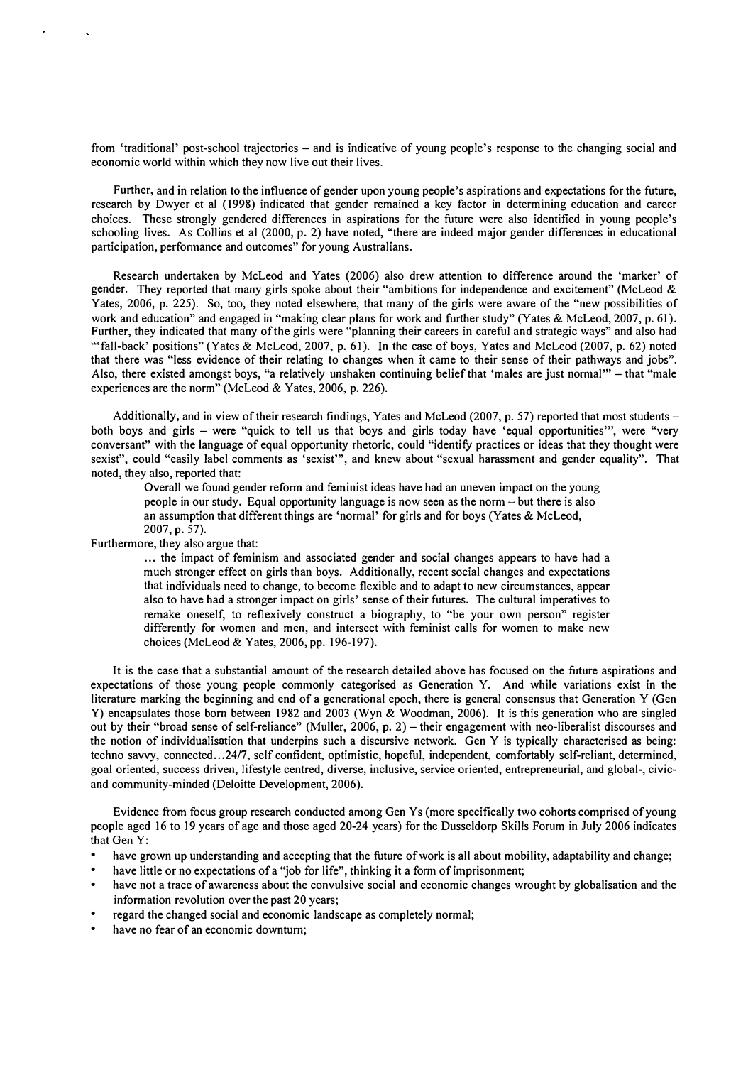from 'traditional' post-school trajectories – and is indicative of young people's response to the changing social and economic world within which they now live out their lives.

Further, and in relation to the influence of gender upon young people's aspirations and expectations for the future, research by Dwyer et al (1998) indicated that gender remained a key factor in determining education and career choices. These strongly gendered differences in aspirations for the future were also identified in young people's schooling lives. As Collins et al (2000, p. 2) have noted, "there are indeed major gender differences in educational participation, performance and outcomes" for young Australians.

Research undertaken by McLeod and Yates (2006) also drew attention to difference around the 'marker' of gender. They reported that many girls spoke about their "ambitions for independence and excitement" (McLeod & Yates, 2006, p. 225). So, too, they noted elsewhere, that many of the girls were aware of the "new possibilities of work and education" and engaged in "making clear plans for work and further study" (Yates & McLeod, 2007, p. 61). Further, they indicated that many of the girls were "planning their careers in careful and strategic ways" and also had "'fall-back' positions" (Yates & McLeod, 2007, p. 61). In the case of boys, Yates and McLeod (2007, p. 62) noted that there was "less evidence of their relating to changes when it came to their sense of their pathways and jobs". Also, there existed amongst boys, "a relatively unshaken continuing belief that 'males are just normal'" – that "male experiences are the norm" (McLeod & Yates, 2006, p. 226).

Additionally, and in view of their research findings, Yates and McLeod (2007, p. 57) reported that most students – both boys and girls – were "quick to tell us that boys and girls today have 'equal opportunities'", were "very conversant" with the language of equal opportunity rhetoric, could "identify practices or ideas that they thought were sexist", could "easily label comments as 'sexist'", and knew about "sexual harassment and gender equality". That noted, they also, reported that:

> Overall we found gender reform and feminist ideas have had an uneven impact on the young people in our study. Equal opportunity language is now seen as the norm – but there is also an assumption that different things are 'normal' for girls and for boys (Yates & McLeod, 2007, p. 57).

Furthermore, they also argue that:

> ... the impact of feminism and associated gender and social changes appears to have had a much stronger effect on girls than boys. Additionally, recent social changes and expectations that individuals need to change, to become flexible and to adapt to new circumstances, appear also to have had a stronger impact on girls' sense of their futures. The cultural imperatives to remake oneself, to reflexively construct a biography, to "be your own person" register differently for women and men, and intersect with feminist calls for women to make new choices (McLeod & Yates, 2006, pp. 196-197).

It is the case that a substantial amount of the research detailed above has focused on the future aspirations and expectations of those young people commonly categorised as Generation Y. And while variations exist in the literature marking the beginning and end of a generational epoch, there is general consensus that Generation Y (Gen Y) encapsulates those born between 1982 and 2003 (Wyn & Woodman, 2006). It is this generation who are singled out by their "broad sense of self-reliance" (Muller, 2006, p. 2) – their engagement with neo-liberalist discourses and the notion of individualisation that underpins such a discursive network. Gen Y is typically characterised as being: techno savvy, connected...24/7, self confident, optimistic, hopeful, independent, comfortably self-reliant, determined, goal oriented, success driven, lifestyle centred, diverse, inclusive, service oriented, entrepreneurial, and global-, civic- and community-minded (Deloitte Development, 2006).

Evidence from focus group research conducted among Gen Ys (more specifically two cohorts comprised of young people aged 16 to 19 years of age and those aged 20-24 years) for the Dusseldorp Skills Forum in July 2006 indicates that Gen Y:

- have grown up understanding and accepting that the future of work is all about mobility, adaptability and change;
- have little or no expectations of a "job for life", thinking it a form of imprisonment;
- have not a trace of awareness about the convulsive social and economic changes wrought by globalisation and the information revolution over the past 20 years;
- regard the changed social and economic landscape as completely normal;
- have no fear of an economic downturn;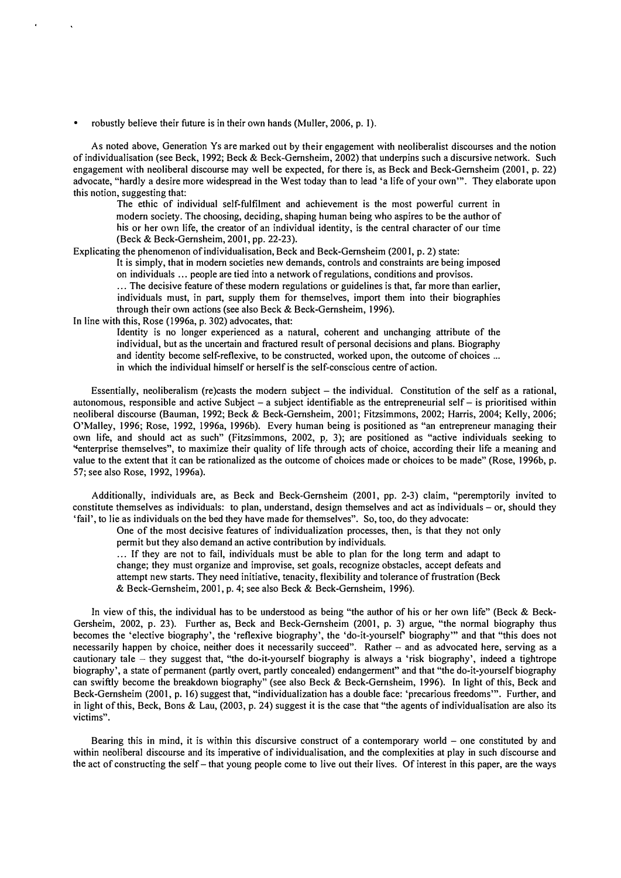- robustly believe their future is in their own hands (Muller, 2006, p. 1).

As noted above, Generation Ys are marked out by their engagement with neoliberalist discourses and the notion of individualisation (see Beck, 1992; Beck & Beck-Gernsheim, 2002) that underpins such a discursive network. Such engagement with neoliberal discourse may well be expected, for there is, as Beck and Beck-Gernsheim (2001, p. 22) advocate, "hardly a desire more widespread in the West today than to lead 'a life of your own'". They elaborate upon this notion, suggesting that:

> The ethic of individual self-fulfilment and achievement is the most powerful current in modern society. The choosing, deciding, shaping human being who aspires to be the author of his or her own life, the creator of an individual identity, is the central character of our time (Beck & Beck-Gernsheim, 2001, pp. 22-23).

Explicating the phenomenon of individualisation, Beck and Beck-Gernsheim (2001, p. 2) state:

> It is simply, that in modern societies new demands, controls and constraints are being imposed on individuals ... people are tied into a network of regulations, conditions and provisos.
> ... The decisive feature of these modern regulations or guidelines is that, far more than earlier, individuals must, in part, supply them for themselves, import them into their biographies through their own actions (see also Beck & Beck-Gernsheim, 1996).

In line with this, Rose (1996a, p. 302) advocates, that:

> Identity is no longer experienced as a natural, coherent and unchanging attribute of the individual, but as the uncertain and fractured result of personal decisions and plans. Biography and identity become self-reflexive, to be constructed, worked upon, the outcome of choices ... in which the individual himself or herself is the self-conscious centre of action.

Essentially, neoliberalism (re)casts the modern subject – the individual. Constitution of the self as a rational, autonomous, responsible and active Subject – a subject identifiable as the entrepreneurial self – is prioritised within neoliberal discourse (Bauman, 1992; Beck & Beck-Gernsheim, 2001; Fitzsimmons, 2002; Harris, 2004; Kelly, 2006; O'Malley, 1996; Rose, 1992, 1996a, 1996b). Every human being is positioned as "an entrepreneur managing their own life, and should act as such" (Fitzsimmons, 2002, p. 3); are positioned as "active individuals seeking to "enterprise themselves", to maximize their quality of life through acts of choice, according their life a meaning and value to the extent that it can be rationalized as the outcome of choices made or choices to be made" (Rose, 1996b, p. 57; see also Rose, 1992, 1996a).

Additionally, individuals are, as Beck and Beck-Gernsheim (2001, pp. 2-3) claim, "peremptorily invited to constitute themselves as individuals: to plan, understand, design themselves and act as individuals – or, should they 'fail', to lie as individuals on the bed they have made for themselves". So, too, do they advocate:

> One of the most decisive features of individualization processes, then, is that they not only permit but they also demand an active contribution by individuals.
> ... If they are not to fail, individuals must be able to plan for the long term and adapt to change; they must organize and improvise, set goals, recognize obstacles, accept defeats and attempt new starts. They need initiative, tenacity, flexibility and tolerance of frustration (Beck & Beck-Gernsheim, 2001, p. 4; see also Beck & Beck-Gernsheim, 1996).

In view of this, the individual has to be understood as being "the author of his or her own life" (Beck & Beck-Gersheim, 2002, p. 23). Further as, Beck and Beck-Gernsheim (2001, p. 3) argue, "the normal biography thus becomes the 'elective biography', the 'reflexive biography', the 'do-it-yourself' biography'" and that "this does not necessarily happen by choice, neither does it necessarily succeed". Rather – and as advocated here, serving as a cautionary tale – they suggest that, "the do-it-yourself biography is always a 'risk biography', indeed a tightrope biography', a state of permanent (partly overt, partly concealed) endangerment" and that "the do-it-yourself biography can swiftly become the breakdown biography" (see also Beck & Beck-Gernsheim, 1996). In light of this, Beck and Beck-Gernsheim (2001, p. 16) suggest that, "individualization has a double face: 'precarious freedoms'". Further, and in light of this, Beck, Bons & Lau, (2003, p. 24) suggest it is the case that "the agents of individualisation are also its victims".

Bearing this in mind, it is within this discursive construct of a contemporary world – one constituted by and within neoliberal discourse and its imperative of individualisation, and the complexities at play in such discourse and the act of constructing the self – that young people come to live out their lives. Of interest in this paper, are the ways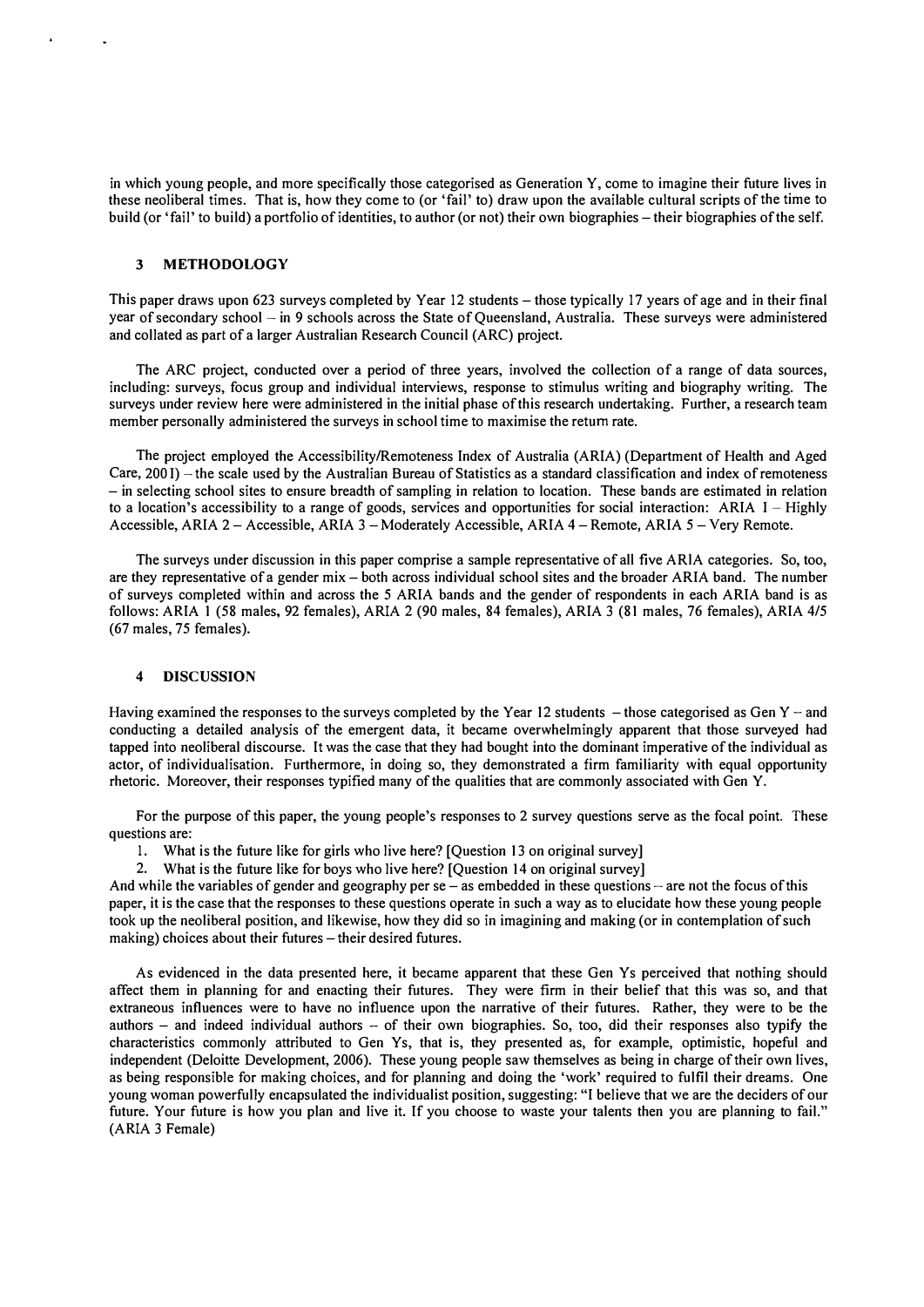in which young people, and more specifically those categorised as Generation Y, come to imagine their future lives in these neoliberal times. That is, how they come to (or 'fail' to) draw upon the available cultural scripts of the time to build (or 'fail' to build) a portfolio of identities, to author (or not) their own biographies – their biographies of the self.

## 3 METHODOLOGY

This paper draws upon 623 surveys completed by Year 12 students – those typically 17 years of age and in their final year of secondary school – in 9 schools across the State of Queensland, Australia. These surveys were administered and collated as part of a larger Australian Research Council (ARC) project.

The ARC project, conducted over a period of three years, involved the collection of a range of data sources, including: surveys, focus group and individual interviews, response to stimulus writing and biography writing. The surveys under review here were administered in the initial phase of this research undertaking. Further, a research team member personally administered the surveys in school time to maximise the return rate.

The project employed the Accessibility/Remoteness Index of Australia (ARIA) (Department of Health and Aged Care, 2001) – the scale used by the Australian Bureau of Statistics as a standard classification and index of remoteness – in selecting school sites to ensure breadth of sampling in relation to location. These bands are estimated in relation to a location's accessibility to a range of goods, services and opportunities for social interaction: ARIA 1 – Highly Accessible, ARIA 2 – Accessible, ARIA 3 – Moderately Accessible, ARIA 4 – Remote, ARIA 5 – Very Remote.

The surveys under discussion in this paper comprise a sample representative of all five ARIA categories. So, too, are they representative of a gender mix – both across individual school sites and the broader ARIA band. The number of surveys completed within and across the 5 ARIA bands and the gender of respondents in each ARIA band is as follows: ARIA 1 (58 males, 92 females), ARIA 2 (90 males, 84 females), ARIA 3 (81 males, 76 females), ARIA 4/5 (67 males, 75 females).

## 4 DISCUSSION

Having examined the responses to the surveys completed by the Year 12 students – those categorised as Gen Y – and conducting a detailed analysis of the emergent data, it became overwhelmingly apparent that those surveyed had tapped into neoliberal discourse. It was the case that they had bought into the dominant imperative of the individual as actor, of individualisation. Furthermore, in doing so, they demonstrated a firm familiarity with equal opportunity rhetoric. Moreover, their responses typified many of the qualities that are commonly associated with Gen Y.

For the purpose of this paper, the young people's responses to 2 survey questions serve as the focal point. These questions are:

1. What is the future like for girls who live here? [Question 13 on original survey]
2. What is the future like for boys who live here? [Question 14 on original survey]

And while the variables of gender and geography per se – as embedded in these questions – are not the focus of this paper, it is the case that the responses to these questions operate in such a way as to elucidate how these young people took up the neoliberal position, and likewise, how they did so in imagining and making (or in contemplation of such making) choices about their futures – their desired futures.

As evidenced in the data presented here, it became apparent that these Gen Ys perceived that nothing should affect them in planning for and enacting their futures. They were firm in their belief that this was so, and that extraneous influences were to have no influence upon the narrative of their futures. Rather, they were to be the authors – and indeed individual authors – of their own biographies. So, too, did their responses also typify the characteristics commonly attributed to Gen Ys, that is, they presented as, for example, optimistic, hopeful and independent (Deloitte Development, 2006). These young people saw themselves as being in charge of their own lives, as being responsible for making choices, and for planning and doing the 'work' required to fulfil their dreams. One young woman powerfully encapsulated the individualist position, suggesting: "I believe that we are the deciders of our future. Your future is how you plan and live it. If you choose to waste your talents then you are planning to fail." (ARIA 3 Female)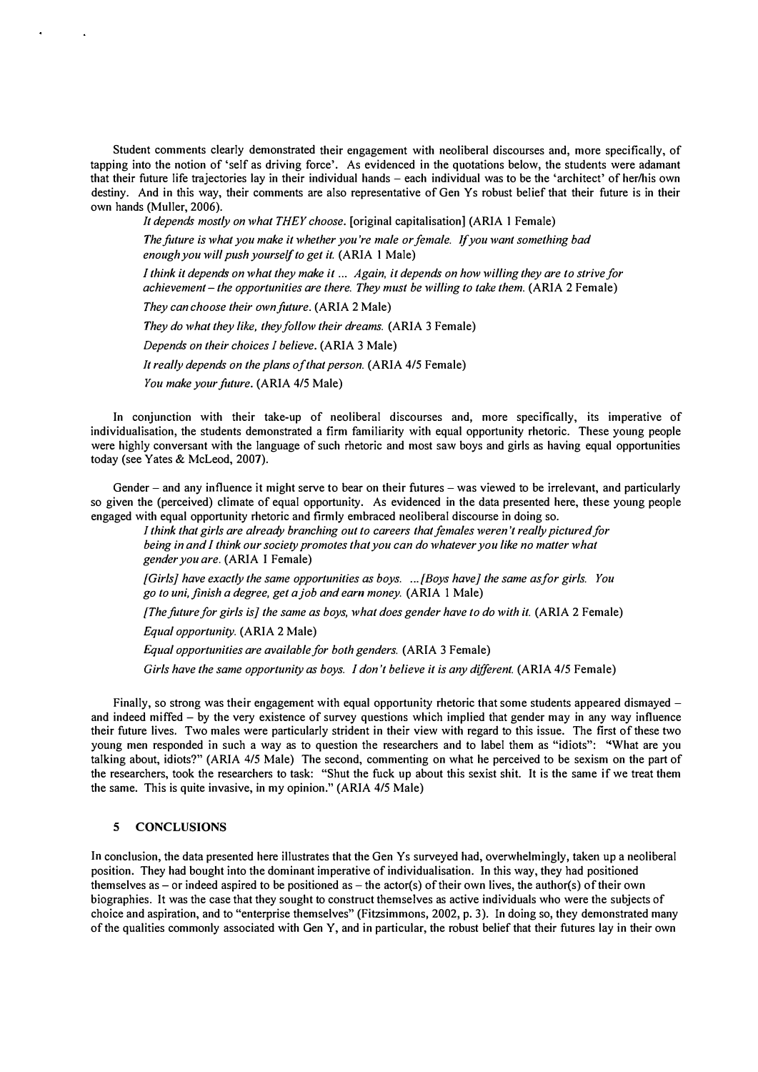Student comments clearly demonstrated their engagement with neoliberal discourses and, more specifically, of tapping into the notion of 'self as driving force'. As evidenced in the quotations below, the students were adamant that their future life trajectories lay in their individual hands – each individual was to be the 'architect' of her/his own destiny. And in this way, their comments are also representative of Gen Ys robust belief that their future is in their own hands (Muller, 2006).

> *It depends mostly on what THEY choose.* [original capitalisation] (ARIA 1 Female)
>
> *The future is what you make it whether you're male or female. If you want something bad enough you will push yourself to get it.* (ARIA 1 Male)
>
> *I think it depends on what they make it ... Again, it depends on how willing they are to strive for achievement – the opportunities are there. They must be willing to take them.* (ARIA 2 Female)
>
> *They can choose their own future.* (ARIA 2 Male)
>
> *They do what they like, they follow their dreams.* (ARIA 3 Female)
>
> *Depends on their choices I believe.* (ARIA 3 Male)
>
> *It really depends on the plans of that person.* (ARIA 4/5 Female)
>
> *You make your future.* (ARIA 4/5 Male)

In conjunction with their take-up of neoliberal discourses and, more specifically, its imperative of individualisation, the students demonstrated a firm familiarity with equal opportunity rhetoric. These young people were highly conversant with the language of such rhetoric and most saw boys and girls as having equal opportunities today (see Yates & McLeod, 2007).

Gender – and any influence it might serve to bear on their futures – was viewed to be irrelevant, and particularly so given the (perceived) climate of equal opportunity. As evidenced in the data presented here, these young people engaged with equal opportunity rhetoric and firmly embraced neoliberal discourse in doing so.

> *I think that girls are already branching out to careers that females weren't really pictured for being in and I think our society promotes that you can do whatever you like no matter what gender you are.* (ARIA 1 Female)
>
> *[Girls] have exactly the same opportunities as boys. ... [Boys have] the same as for girls. You go to uni, finish a degree, get a job and earn money.* (ARIA 1 Male)
>
> *[The future for girls is] the same as boys, what does gender have to do with it.* (ARIA 2 Female)
>
> *Equal opportunity.* (ARIA 2 Male)
>
> *Equal opportunities are available for both genders.* (ARIA 3 Female)
>
> *Girls have the same opportunity as boys. I don't believe it is any different.* (ARIA 4/5 Female)

Finally, so strong was their engagement with equal opportunity rhetoric that some students appeared dismayed – and indeed miffed – by the very existence of survey questions which implied that gender may in any way influence their future lives. Two males were particularly strident in their view with regard to this issue. The first of these two young men responded in such a way as to question the researchers and to label them as "idiots": "What are you talking about, idiots?" (ARIA 4/5 Male) The second, commenting on what he perceived to be sexism on the part of the researchers, took the researchers to task: "Shut the fuck up about this sexist shit. It is the same if we treat them the same. This is quite invasive, in my opinion." (ARIA 4/5 Male)

## 5 CONCLUSIONS

In conclusion, the data presented here illustrates that the Gen Ys surveyed had, overwhelmingly, taken up a neoliberal position. They had bought into the dominant imperative of individualisation. In this way, they had positioned themselves as – or indeed aspired to be positioned as – the actor(s) of their own lives, the author(s) of their own biographies. It was the case that they sought to construct themselves as active individuals who were the subjects of choice and aspiration, and to "enterprise themselves" (Fitzsimmons, 2002, p. 3). In doing so, they demonstrated many of the qualities commonly associated with Gen Y, and in particular, the robust belief that their futures lay in their own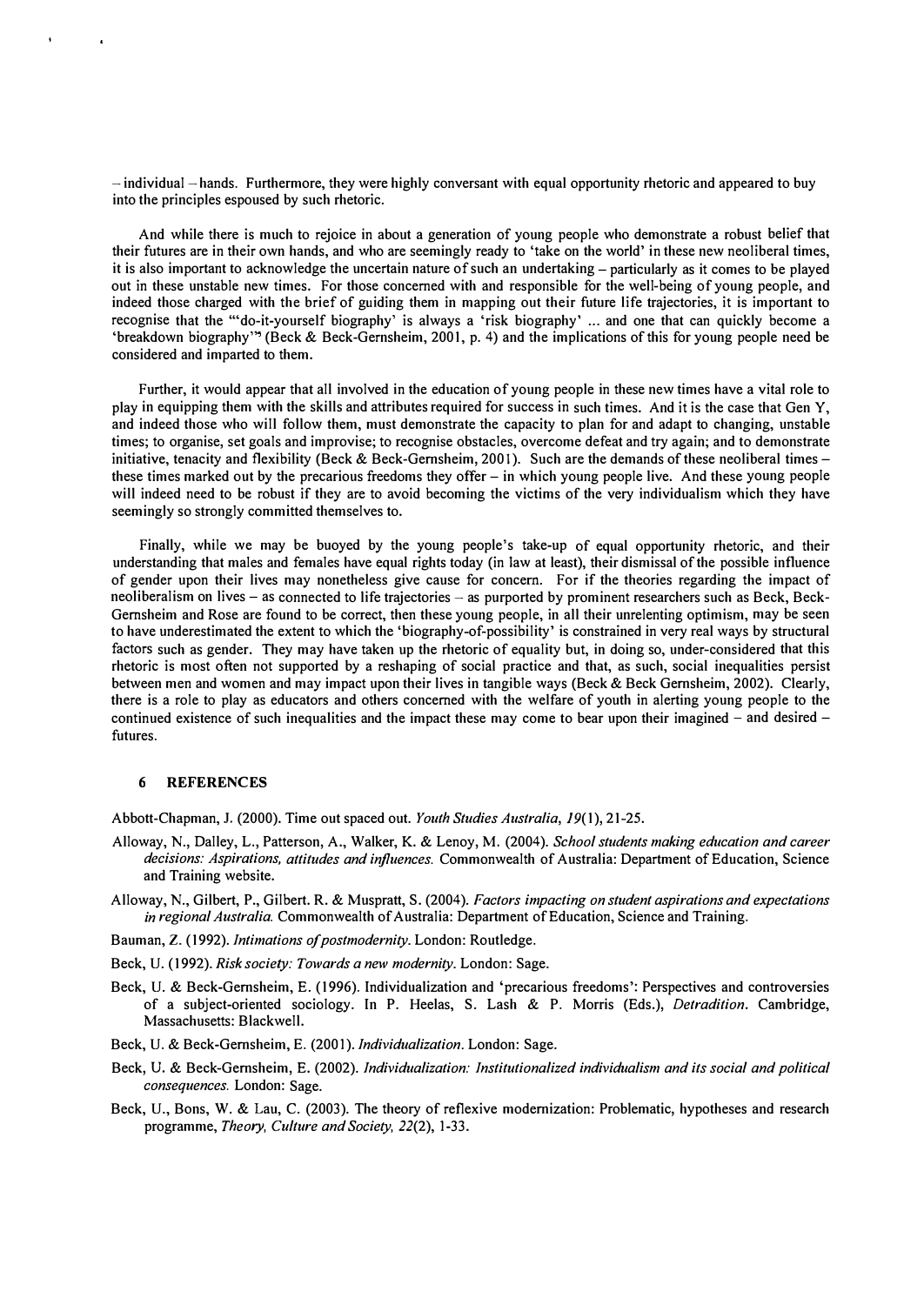– individual – hands. Furthermore, they were highly conversant with equal opportunity rhetoric and appeared to buy into the principles espoused by such rhetoric.

And while there is much to rejoice in about a generation of young people who demonstrate a robust belief that their futures are in their own hands, and who are seemingly ready to 'take on the world' in these new neoliberal times, it is also important to acknowledge the uncertain nature of such an undertaking – particularly as it comes to be played out in these unstable new times. For those concerned with and responsible for the well-being of young people, and indeed those charged with the brief of guiding them in mapping out their future life trajectories, it is important to recognise that the "'do-it-yourself biography' is always a 'risk biography' ... and one that can quickly become a 'breakdown biography'" (Beck & Beck-Gernsheim, 2001, p. 4) and the implications of this for young people need be considered and imparted to them.

Further, it would appear that all involved in the education of young people in these new times have a vital role to play in equipping them with the skills and attributes required for success in such times. And it is the case that Gen Y, and indeed those who will follow them, must demonstrate the capacity to plan for and adapt to changing, unstable times; to organise, set goals and improvise; to recognise obstacles, overcome defeat and try again; and to demonstrate initiative, tenacity and flexibility (Beck & Beck-Gernsheim, 2001). Such are the demands of these neoliberal times – these times marked out by the precarious freedoms they offer – in which young people live. And these young people will indeed need to be robust if they are to avoid becoming the victims of the very individualism which they have seemingly so strongly committed themselves to.

Finally, while we may be buoyed by the young people's take-up of equal opportunity rhetoric, and their understanding that males and females have equal rights today (in law at least), their dismissal of the possible influence of gender upon their lives may nonetheless give cause for concern. For if the theories regarding the impact of neoliberalism on lives – as connected to life trajectories – as purported by prominent researchers such as Beck, Beck-Gernsheim and Rose are found to be correct, then these young people, in all their unrelenting optimism, may be seen to have underestimated the extent to which the 'biography-of-possibility' is constrained in very real ways by structural factors such as gender. They may have taken up the rhetoric of equality but, in doing so, under-considered that this rhetoric is most often not supported by a reshaping of social practice and that, as such, social inequalities persist between men and women and may impact upon their lives in tangible ways (Beck & Beck Gernsheim, 2002). Clearly, there is a role to play as educators and others concerned with the welfare of youth in alerting young people to the continued existence of such inequalities and the impact these may come to bear upon their imagined – and desired – futures.

## 6 REFERENCES

Abbott-Chapman, J. (2000). Time out spaced out. *Youth Studies Australia, 19*(1), 21-25.

Alloway, N., Dalley, L., Patterson, A., Walker, K. & Lenoy, M. (2004). *School students making education and career decisions: Aspirations, attitudes and influences.* Commonwealth of Australia: Department of Education, Science and Training website.

Alloway, N., Gilbert, P., Gilbert. R. & Muspratt, S. (2004). *Factors impacting on student aspirations and expectations in regional Australia.* Commonwealth of Australia: Department of Education, Science and Training.

Bauman, Z. (1992). *Intimations of postmodernity.* London: Routledge.

Beck, U. (1992). *Risk society: Towards a new modernity.* London: Sage.

Beck, U. & Beck-Gernsheim, E. (1996). Individualization and 'precarious freedoms': Perspectives and controversies of a subject-oriented sociology. In P. Heelas, S. Lash & P. Morris (Eds.), *Detradition.* Cambridge, Massachusetts: Blackwell.

Beck, U. & Beck-Gernsheim, E. (2001). *Individualization.* London: Sage.

Beck, U. & Beck-Gernsheim, E. (2002). *Individualization: Institutionalized individualism and its social and political consequences.* London: Sage.

Beck, U., Bons, W. & Lau, C. (2003). The theory of reflexive modernization: Problematic, hypotheses and research programme, *Theory, Culture and Society, 22*(2), 1-33.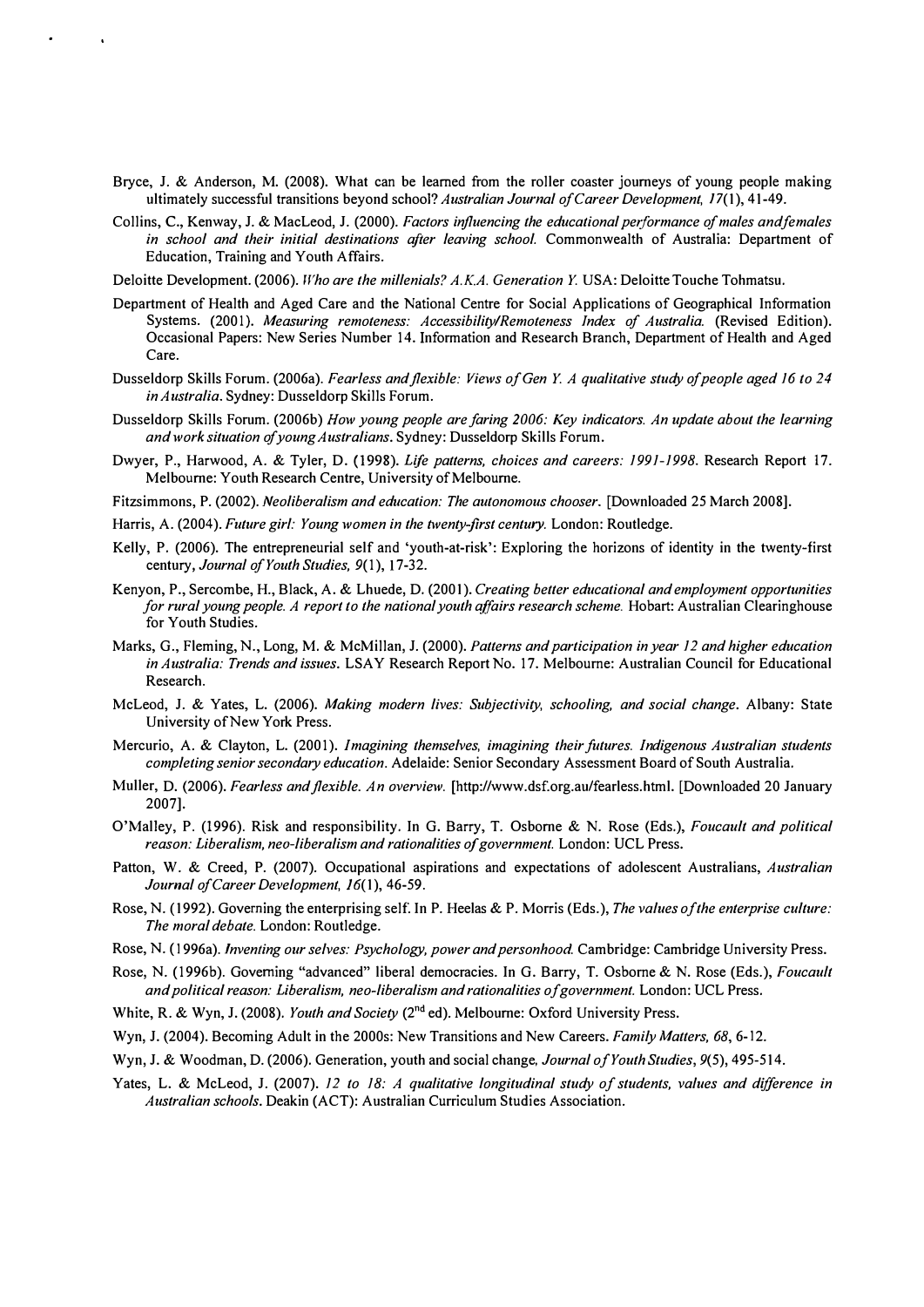Bryce, J. & Anderson, M. (2008). What can be learned from the roller coaster journeys of young people making ultimately successful transitions beyond school? *Australian Journal of Career Development, 17*(1), 41-49.

Collins, C., Kenway, J. & MacLeod, J. (2000). *Factors influencing the educational performance of males and females in school and their initial destinations after leaving school.* Commonwealth of Australia: Department of Education, Training and Youth Affairs.

Deloitte Development. (2006). *Who are the millenials? A.K.A. Generation Y.* USA: Deloitte Touche Tohmatsu.

Department of Health and Aged Care and the National Centre for Social Applications of Geographical Information Systems. (2001). *Measuring remoteness: Accessibility/Remoteness Index of Australia.* (Revised Edition). Occasional Papers: New Series Number 14. Information and Research Branch, Department of Health and Aged Care.

Dusseldorp Skills Forum. (2006a). *Fearless and flexible: Views of Gen Y. A qualitative study of people aged 16 to 24 in Australia*. Sydney: Dusseldorp Skills Forum.

Dusseldorp Skills Forum. (2006b) *How young people are faring 2006: Key indicators. An update about the learning and work situation of young Australians*. Sydney: Dusseldorp Skills Forum.

Dwyer, P., Harwood, A. & Tyler, D. (1998). *Life patterns, choices and careers: 1991-1998*. Research Report 17. Melbourne: Youth Research Centre, University of Melbourne.

Fitzsimmons, P. (2002). *Neoliberalism and education: The autonomous chooser*. [Downloaded 25 March 2008].

Harris, A. (2004). *Future girl: Young women in the twenty-first century.* London: Routledge.

Kelly, P. (2006). The entrepreneurial self and 'youth-at-risk': Exploring the horizons of identity in the twenty-first century, *Journal of Youth Studies, 9*(1), 17-32.

Kenyon, P., Sercombe, H., Black, A. & Lhuede, D. (2001). *Creating better educational and employment opportunities for rural young people. A report to the national youth affairs research scheme.* Hobart: Australian Clearinghouse for Youth Studies.

Marks, G., Fleming, N., Long, M. & McMillan, J. (2000). *Patterns and participation in year 12 and higher education in Australia: Trends and issues*. LSAY Research Report No. 17. Melbourne: Australian Council for Educational Research.

McLeod, J. & Yates, L. (2006). *Making modern lives: Subjectivity, schooling, and social change*. Albany: State University of New York Press.

Mercurio, A. & Clayton, L. (2001). *Imagining themselves, imagining their futures. Indigenous Australian students completing senior secondary education*. Adelaide: Senior Secondary Assessment Board of South Australia.

Muller, D. (2006). *Fearless and flexible. An overview.* [http://www.dsf.org.au/fearless.html. [Downloaded 20 January 2007].

O'Malley, P. (1996). Risk and responsibility. In G. Barry, T. Osborne & N. Rose (Eds.), *Foucault and political reason: Liberalism, neo-liberalism and rationalities of government.* London: UCL Press.

Patton, W. & Creed, P. (2007). Occupational aspirations and expectations of adolescent Australians, *Australian Journal of Career Development, 16*(1), 46-59.

Rose, N. (1992). Governing the enterprising self. In P. Heelas & P. Morris (Eds.), *The values of the enterprise culture: The moral debate.* London: Routledge.

Rose, N. (1996a). *Inventing our selves: Psychology, power and personhood.* Cambridge: Cambridge University Press.

Rose, N. (1996b). Governing "advanced" liberal democracies. In G. Barry, T. Osborne & N. Rose (Eds.), *Foucault and political reason: Liberalism, neo-liberalism and rationalities of government.* London: UCL Press.

White, R. & Wyn, J. (2008). *Youth and Society* (2nd ed). Melbourne: Oxford University Press.

Wyn, J. (2004). Becoming Adult in the 2000s: New Transitions and New Careers. *Family Matters, 68*, 6-12.

Wyn, J. & Woodman, D. (2006). Generation, youth and social change, *Journal of Youth Studies*, *9*(5), 495-514.

Yates, L. & McLeod, J. (2007). *12 to 18: A qualitative longitudinal study of students, values and difference in Australian schools*. Deakin (ACT): Australian Curriculum Studies Association.